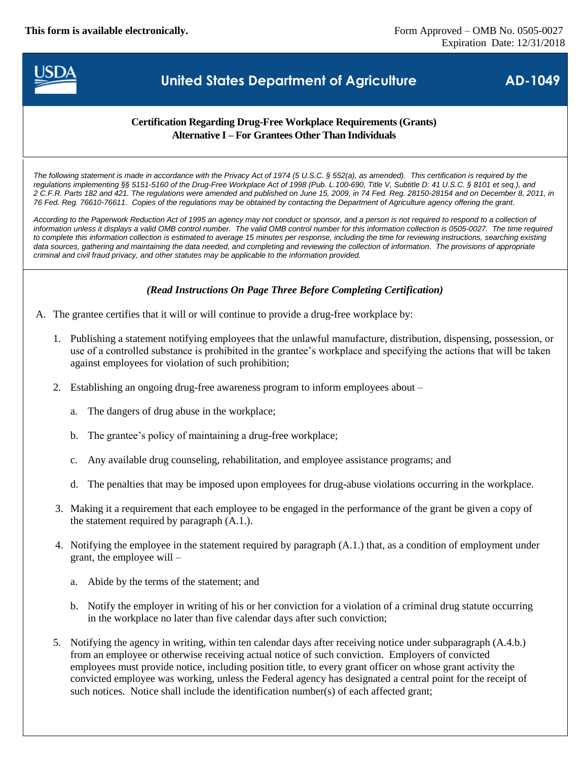**This form is available electronically.**

Form Approved – OMB No. 0505-0027
Expiration Date: 12/31/2018

# United States Department of Agriculture — AD-1049

## Certification Regarding Drug-Free Workplace Requirements (Grants)
## Alternative I – For Grantees Other Than Individuals

*The following statement is made in accordance with the Privacy Act of 1974 (5 U.S.C. § 552(a), as amended). This certification is required by the regulations implementing §§ 5151-5160 of the Drug-Free Workplace Act of 1998 (Pub. L.100-690, Title V, Subtitle D: 41 U.S.C. § 8101 et seq.), and 2 C.F.R. Parts 182 and 421. The regulations were amended and published on June 15, 2009, in 74 Fed. Reg. 28150-28154 and on December 8, 2011, in 76 Fed. Reg. 76610-76611. Copies of the regulations may be obtained by contacting the Department of Agriculture agency offering the grant.*

*According to the Paperwork Reduction Act of 1995 an agency may not conduct or sponsor, and a person is not required to respond to a collection of information unless it displays a valid OMB control number. The valid OMB control number for this information collection is 0505-0027. The time required to complete this information collection is estimated to average 15 minutes per response, including the time for reviewing instructions, searching existing data sources, gathering and maintaining the data needed, and completing and reviewing the collection of information. The provisions of appropriate criminal and civil fraud privacy, and other statutes may be applicable to the information provided.*

***(Read Instructions On Page Three Before Completing Certification)***

A. The grantee certifies that it will or will continue to provide a drug-free workplace by:

1. Publishing a statement notifying employees that the unlawful manufacture, distribution, dispensing, possession, or use of a controlled substance is prohibited in the grantee's workplace and specifying the actions that will be taken against employees for violation of such prohibition;

2. Establishing an ongoing drug-free awareness program to inform employees about –

   a. The dangers of drug abuse in the workplace;

   b. The grantee's policy of maintaining a drug-free workplace;

   c. Any available drug counseling, rehabilitation, and employee assistance programs; and

   d. The penalties that may be imposed upon employees for drug-abuse violations occurring in the workplace.

3. Making it a requirement that each employee to be engaged in the performance of the grant be given a copy of the statement required by paragraph (A.1.).

4. Notifying the employee in the statement required by paragraph (A.1.) that, as a condition of employment under grant, the employee will –

   a. Abide by the terms of the statement; and

   b. Notify the employer in writing of his or her conviction for a violation of a criminal drug statute occurring in the workplace no later than five calendar days after such conviction;

5. Notifying the agency in writing, within ten calendar days after receiving notice under subparagraph (A.4.b.) from an employee or otherwise receiving actual notice of such conviction. Employers of convicted employees must provide notice, including position title, to every grant officer on whose grant activity the convicted employee was working, unless the Federal agency has designated a central point for the receipt of such notices. Notice shall include the identification number(s) of each affected grant;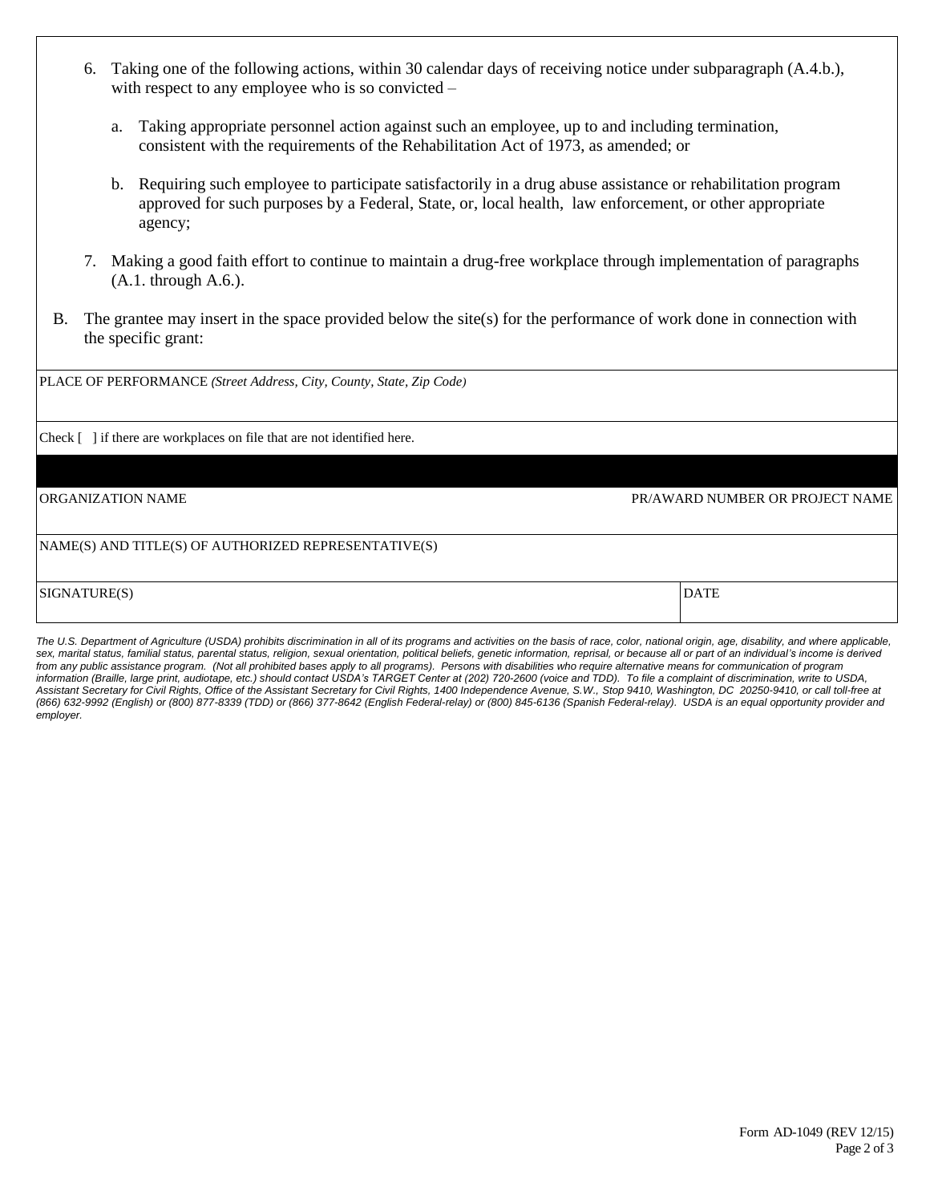6. Taking one of the following actions, within 30 calendar days of receiving notice under subparagraph (A.4.b.), with respect to any employee who is so convicted –

   a. Taking appropriate personnel action against such an employee, up to and including termination, consistent with the requirements of the Rehabilitation Act of 1973, as amended; or

   b. Requiring such employee to participate satisfactorily in a drug abuse assistance or rehabilitation program approved for such purposes by a Federal, State, or, local health, law enforcement, or other appropriate agency;

7. Making a good faith effort to continue to maintain a drug-free workplace through implementation of paragraphs (A.1. through A.6.).

B. The grantee may insert in the space provided below the site(s) for the performance of work done in connection with the specific grant:

| PLACE OF PERFORMANCE *(Street Address, City, County, State, Zip Code)* | |
|---|---|
| Check [ ] if there are workplaces on file that are not identified here. | |
| ORGANIZATION NAME | PR/AWARD NUMBER OR PROJECT NAME |
| NAME(S) AND TITLE(S) OF AUTHORIZED REPRESENTATIVE(S) | |
| SIGNATURE(S) | DATE |

*The U.S. Department of Agriculture (USDA) prohibits discrimination in all of its programs and activities on the basis of race, color, national origin, age, disability, and where applicable, sex, marital status, familial status, parental status, religion, sexual orientation, political beliefs, genetic information, reprisal, or because all or part of an individual's income is derived from any public assistance program. (Not all prohibited bases apply to all programs). Persons with disabilities who require alternative means for communication of program information (Braille, large print, audiotape, etc.) should contact USDA's TARGET Center at (202) 720-2600 (voice and TDD). To file a complaint of discrimination, write to USDA, Assistant Secretary for Civil Rights, Office of the Assistant Secretary for Civil Rights, 1400 Independence Avenue, S.W., Stop 9410, Washington, DC 20250-9410, or call toll-free at (866) 632-9992 (English) or (800) 877-8339 (TDD) or (866) 377-8642 (English Federal-relay) or (800) 845-6136 (Spanish Federal-relay). USDA is an equal opportunity provider and employer.*

Form AD-1049 (REV 12/15)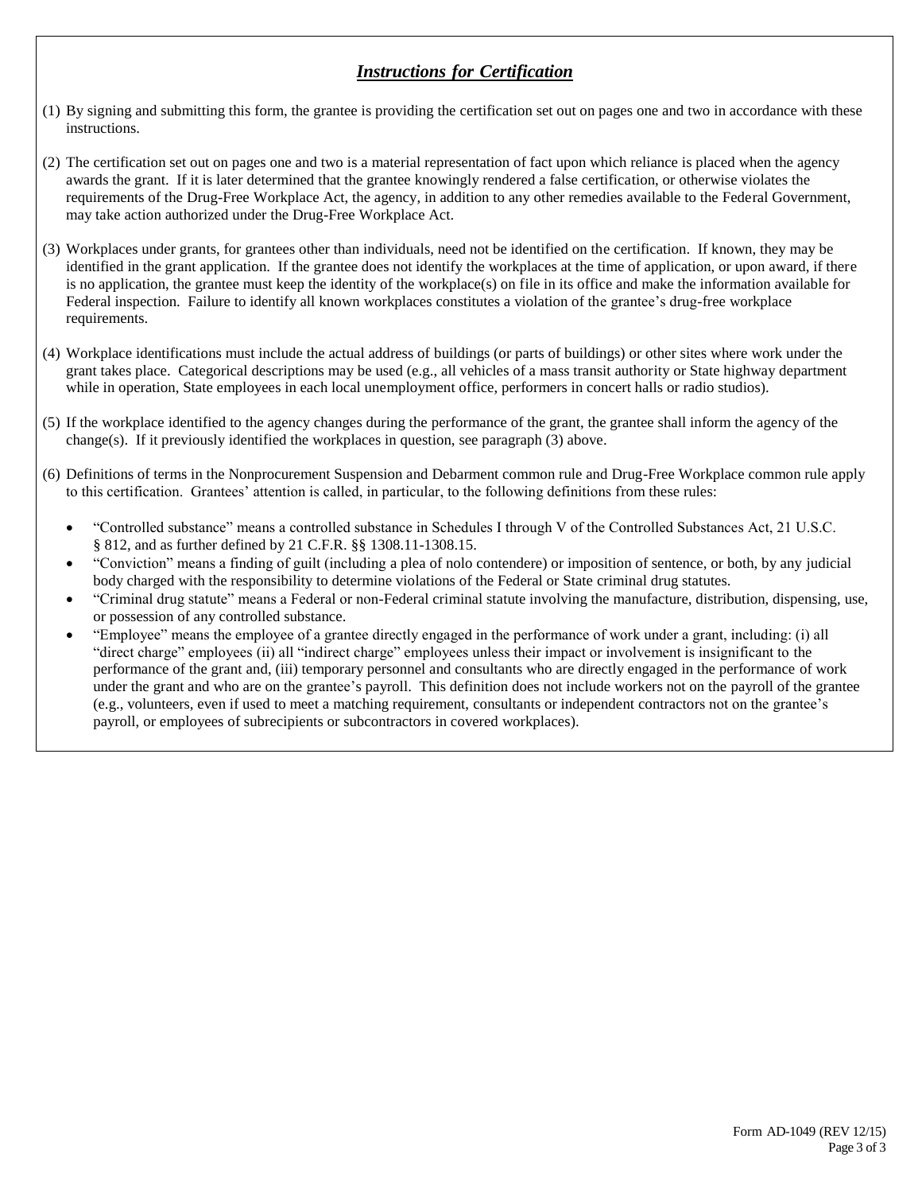## ***Instructions for Certification***

(1) By signing and submitting this form, the grantee is providing the certification set out on pages one and two in accordance with these instructions.

(2) The certification set out on pages one and two is a material representation of fact upon which reliance is placed when the agency awards the grant. If it is later determined that the grantee knowingly rendered a false certification, or otherwise violates the requirements of the Drug-Free Workplace Act, the agency, in addition to any other remedies available to the Federal Government, may take action authorized under the Drug-Free Workplace Act.

(3) Workplaces under grants, for grantees other than individuals, need not be identified on the certification. If known, they may be identified in the grant application. If the grantee does not identify the workplaces at the time of application, or upon award, if there is no application, the grantee must keep the identity of the workplace(s) on file in its office and make the information available for Federal inspection. Failure to identify all known workplaces constitutes a violation of the grantee's drug-free workplace requirements.

(4) Workplace identifications must include the actual address of buildings (or parts of buildings) or other sites where work under the grant takes place. Categorical descriptions may be used (e.g., all vehicles of a mass transit authority or State highway department while in operation, State employees in each local unemployment office, performers in concert halls or radio studios).

(5) If the workplace identified to the agency changes during the performance of the grant, the grantee shall inform the agency of the change(s). If it previously identified the workplaces in question, see paragraph (3) above.

(6) Definitions of terms in the Nonprocurement Suspension and Debarment common rule and Drug-Free Workplace common rule apply to this certification. Grantees' attention is called, in particular, to the following definitions from these rules:

- "Controlled substance" means a controlled substance in Schedules I through V of the Controlled Substances Act, 21 U.S.C. § 812, and as further defined by 21 C.F.R. §§ 1308.11-1308.15.
- "Conviction" means a finding of guilt (including a plea of nolo contendere) or imposition of sentence, or both, by any judicial body charged with the responsibility to determine violations of the Federal or State criminal drug statutes.
- "Criminal drug statute" means a Federal or non-Federal criminal statute involving the manufacture, distribution, dispensing, use, or possession of any controlled substance.
- "Employee" means the employee of a grantee directly engaged in the performance of work under a grant, including: (i) all "direct charge" employees (ii) all "indirect charge" employees unless their impact or involvement is insignificant to the performance of the grant and, (iii) temporary personnel and consultants who are directly engaged in the performance of work under the grant and who are on the grantee's payroll. This definition does not include workers not on the payroll of the grantee (e.g., volunteers, even if used to meet a matching requirement, consultants or independent contractors not on the grantee's payroll, or employees of subrecipients or subcontractors in covered workplaces).

Form AD-1049 (REV 12/15)